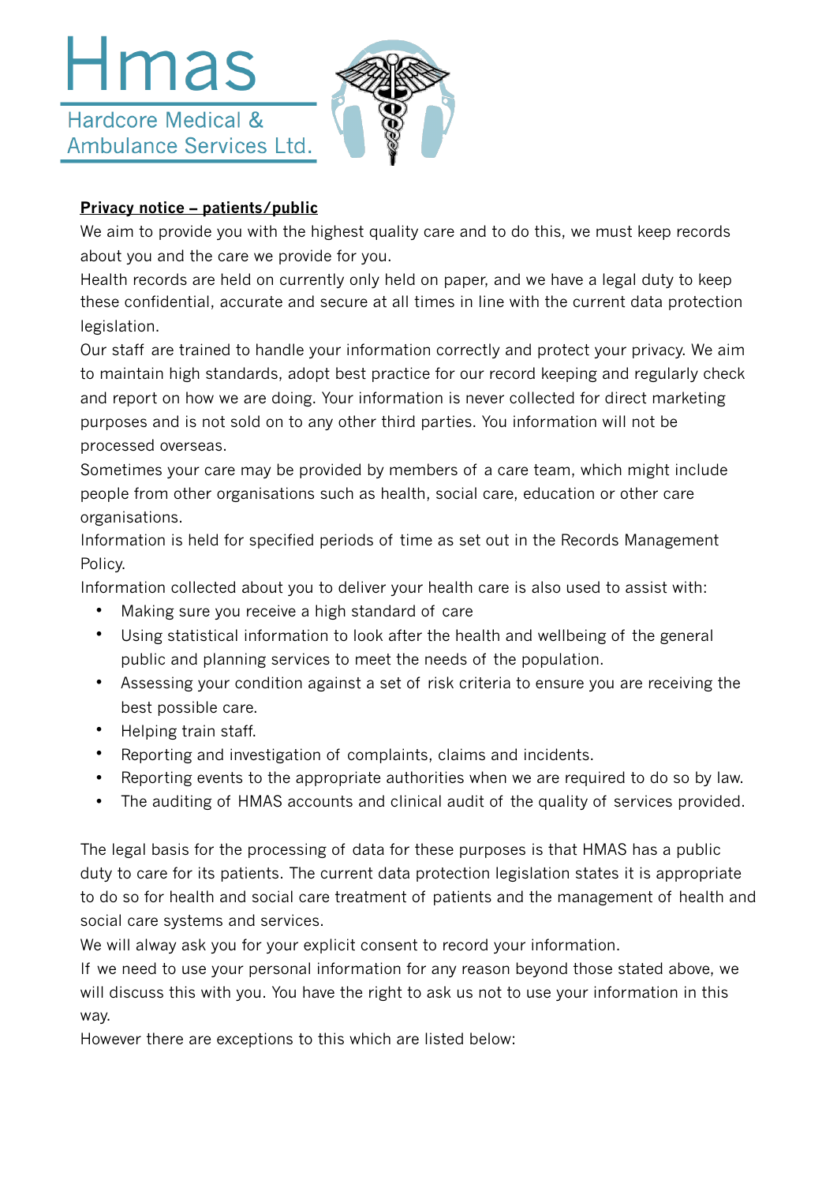# Hmas

Hardcore Medical & Ambulance Services Ltd.

**Privacy notice – patients/public**

We aim to provide you with the highest quality care and to do this, we must keep records about you and the care we provide for you.

Health records are held on currently only held on paper, and we have a legal duty to keep these confidential, accurate and secure at all times in line with the current data protection legislation.

Our staff are trained to handle your information correctly and protect your privacy. We aim to maintain high standards, adopt best practice for our record keeping and regularly check and report on how we are doing. Your information is never collected for direct marketing purposes and is not sold on to any other third parties. You information will not be processed overseas.

Sometimes your care may be provided by members of a care team, which might include people from other organisations such as health, social care, education or other care organisations.

Information is held for specified periods of time as set out in the Records Management Policy.

Information collected about you to deliver your health care is also used to assist with:

- Making sure you receive a high standard of care
- Using statistical information to look after the health and wellbeing of the general public and planning services to meet the needs of the population.
- Assessing your condition against a set of risk criteria to ensure you are receiving the best possible care.
- Helping train staff.
- Reporting and investigation of complaints, claims and incidents.
- Reporting events to the appropriate authorities when we are required to do so by law.
- The auditing of HMAS accounts and clinical audit of the quality of services provided.

The legal basis for the processing of data for these purposes is that HMAS has a public duty to care for its patients. The current data protection legislation states it is appropriate to do so for health and social care treatment of patients and the management of health and social care systems and services.

We will alway ask you for your explicit consent to record your information.

If we need to use your personal information for any reason beyond those stated above, we will discuss this with you. You have the right to ask us not to use your information in this way.

However there are exceptions to this which are listed below: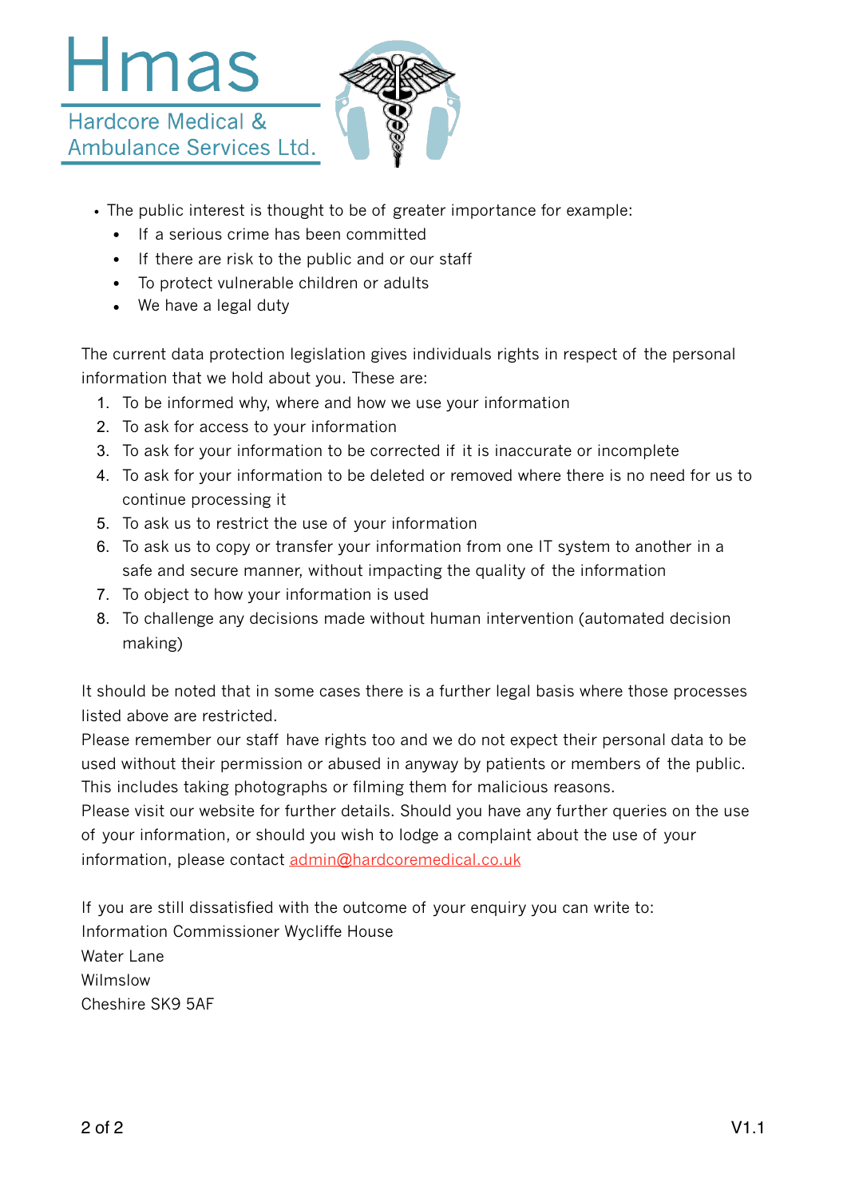- The public interest is thought to be of greater importance for example:
  - If a serious crime has been committed
  - If there are risk to the public and or our staff
  - To protect vulnerable children or adults
  - We have a legal duty

The current data protection legislation gives individuals rights in respect of the personal information that we hold about you. These are:

1. To be informed why, where and how we use your information
2. To ask for access to your information
3. To ask for your information to be corrected if it is inaccurate or incomplete
4. To ask for your information to be deleted or removed where there is no need for us to continue processing it
5. To ask us to restrict the use of your information
6. To ask us to copy or transfer your information from one IT system to another in a safe and secure manner, without impacting the quality of the information
7. To object to how your information is used
8. To challenge any decisions made without human intervention (automated decision making)

It should be noted that in some cases there is a further legal basis where those processes listed above are restricted.
Please remember our staff have rights too and we do not expect their personal data to be used without their permission or abused in anyway by patients or members of the public. This includes taking photographs or filming them for malicious reasons.
Please visit our website for further details. Should you have any further queries on the use of your information, or should you wish to lodge a complaint about the use of your information, please contact admin@hardcoremedical.co.uk

If you are still dissatisfied with the outcome of your enquiry you can write to:
Information Commissioner Wycliffe House
Water Lane
Wilmslow
Cheshire SK9 5AF

V1.1